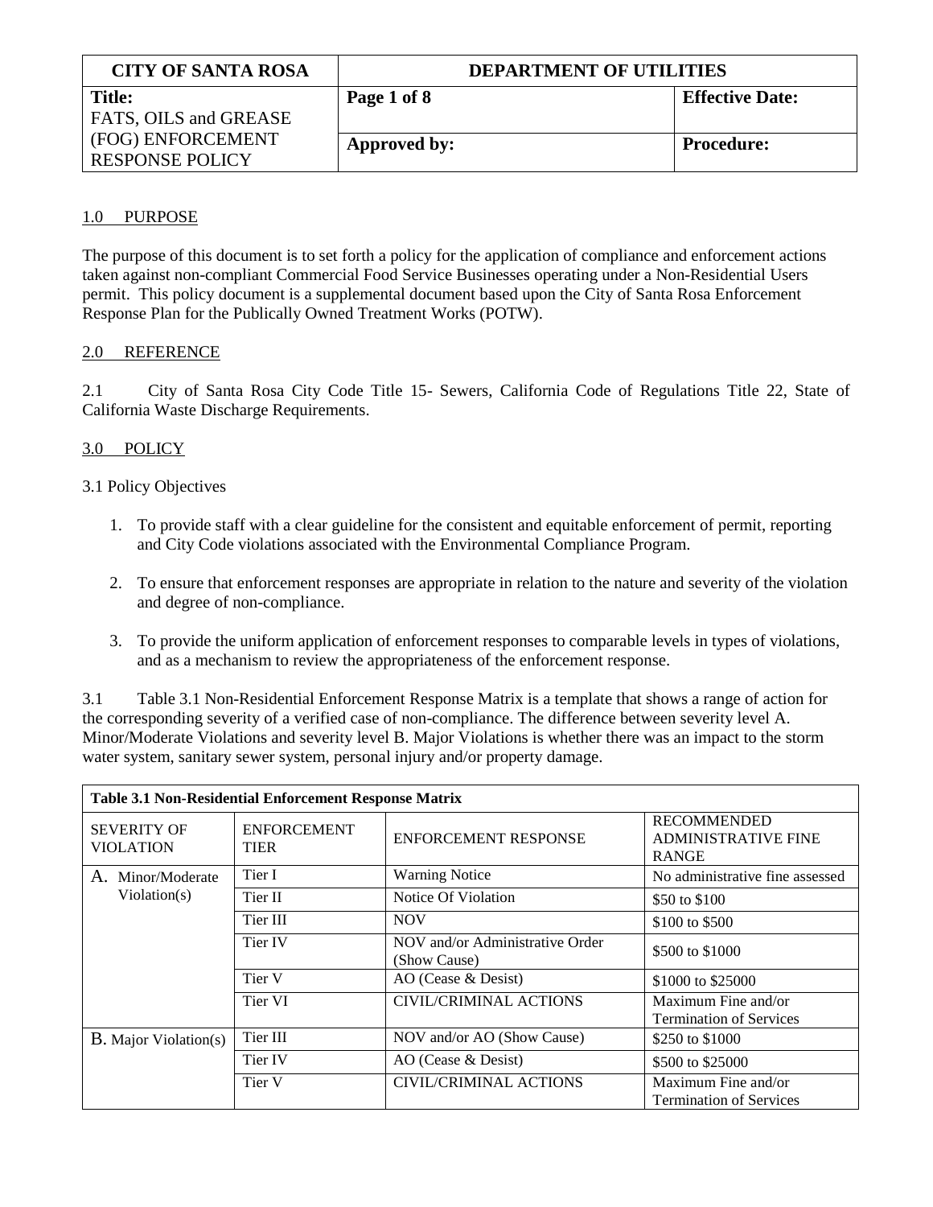| CITY OF SANTA ROSA | DEPARTMENT OF UTILITIES | |
|---|---|---|
| **Title:** FATS, OILS and GREASE (FOG) ENFORCEMENT RESPONSE POLICY | **Page 1 of 8** | **Effective Date:** |
| | **Approved by:** | **Procedure:** |

## 1.0 PURPOSE

The purpose of this document is to set forth a policy for the application of compliance and enforcement actions taken against non-compliant Commercial Food Service Businesses operating under a Non-Residential Users permit. This policy document is a supplemental document based upon the City of Santa Rosa Enforcement Response Plan for the Publically Owned Treatment Works (POTW).

## 2.0 REFERENCE

2.1 City of Santa Rosa City Code Title 15- Sewers, California Code of Regulations Title 22, State of California Waste Discharge Requirements.

## 3.0 POLICY

3.1 Policy Objectives

1. To provide staff with a clear guideline for the consistent and equitable enforcement of permit, reporting and City Code violations associated with the Environmental Compliance Program.

2. To ensure that enforcement responses are appropriate in relation to the nature and severity of the violation and degree of non-compliance.

3. To provide the uniform application of enforcement responses to comparable levels in types of violations, and as a mechanism to review the appropriateness of the enforcement response.

3.1 Table 3.1 Non-Residential Enforcement Response Matrix is a template that shows a range of action for the corresponding severity of a verified case of non-compliance. The difference between severity level A. Minor/Moderate Violations and severity level B. Major Violations is whether there was an impact to the storm water system, sanitary sewer system, personal injury and/or property damage.

**Table 3.1 Non-Residential Enforcement Response Matrix**

| SEVERITY OF VIOLATION | ENFORCEMENT TIER | ENFORCEMENT RESPONSE | RECOMMENDED ADMINISTRATIVE FINE RANGE |
|---|---|---|---|
| A. Minor/Moderate Violation(s) | Tier I | Warning Notice | No administrative fine assessed |
| | Tier II | Notice Of Violation | $50 to $100 |
| | Tier III | NOV | $100 to $500 |
| | Tier IV | NOV and/or Administrative Order (Show Cause) | $500 to $1000 |
| | Tier V | AO (Cease & Desist) | $1000 to $25000 |
| | Tier VI | CIVIL/CRIMINAL ACTIONS | Maximum Fine and/or Termination of Services |
| B. Major Violation(s) | Tier III | NOV and/or AO (Show Cause) | $250 to $1000 |
| | Tier IV | AO (Cease & Desist) | $500 to $25000 |
| | Tier V | CIVIL/CRIMINAL ACTIONS | Maximum Fine and/or Termination of Services |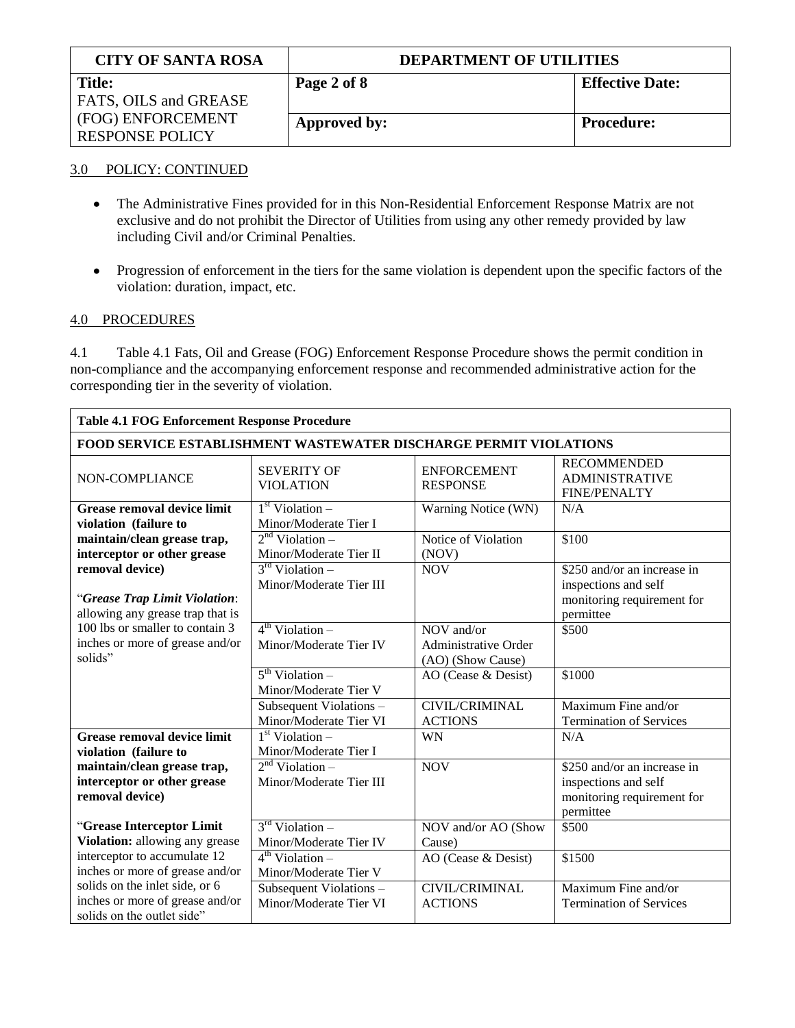3.0 POLICY: CONTINUED

- The Administrative Fines provided for in this Non-Residential Enforcement Response Matrix are not exclusive and do not prohibit the Director of Utilities from using any other remedy provided by law including Civil and/or Criminal Penalties.
- Progression of enforcement in the tiers for the same violation is dependent upon the specific factors of the violation: duration, impact, etc.

4.0 PROCEDURES

4.1 Table 4.1 Fats, Oil and Grease (FOG) Enforcement Response Procedure shows the permit condition in non-compliance and the accompanying enforcement response and recommended administrative action for the corresponding tier in the severity of violation.

**Table 4.1 FOG Enforcement Response Procedure**

**FOOD SERVICE ESTABLISHMENT WASTEWATER DISCHARGE PERMIT VIOLATIONS**

| NON-COMPLIANCE | SEVERITY OF VIOLATION | ENFORCEMENT RESPONSE | RECOMMENDED ADMINISTRATIVE FINE/PENALTY |
|---|---|---|---|
| **Grease removal device limit violation (failure to maintain/clean grease trap, interceptor or other grease removal device)** "***Grease Trap Limit Violation***: allowing any grease trap that is 100 lbs or smaller to contain 3 inches or more of grease and/or solids" | 1st Violation – Minor/Moderate Tier I | Warning Notice (WN) | N/A |
| | 2nd Violation – Minor/Moderate Tier II | Notice of Violation (NOV) | \$100 |
| | 3rd Violation – Minor/Moderate Tier III | NOV | \$250 and/or an increase in inspections and self monitoring requirement for permittee |
| | 4th Violation – Minor/Moderate Tier IV | NOV and/or Administrative Order (AO) (Show Cause) | \$500 |
| | 5th Violation – Minor/Moderate Tier V | AO (Cease & Desist) | \$1000 |
| | Subsequent Violations – Minor/Moderate Tier VI | CIVIL/CRIMINAL ACTIONS | Maximum Fine and/or Termination of Services |
| **Grease removal device limit violation (failure to maintain/clean grease trap, interceptor or other grease removal device)** "**Grease Interceptor Limit Violation:** allowing any grease interceptor to accumulate 12 inches or more of grease and/or solids on the inlet side, or 6 inches or more of grease and/or solids on the outlet side" | 1st Violation – Minor/Moderate Tier I | WN | N/A |
| | 2nd Violation – Minor/Moderate Tier III | NOV | \$250 and/or an increase in inspections and self monitoring requirement for permittee |
| | 3rd Violation – Minor/Moderate Tier IV | NOV and/or AO (Show Cause) | \$500 |
| | 4th Violation – Minor/Moderate Tier V | AO (Cease & Desist) | \$1500 |
| | Subsequent Violations – Minor/Moderate Tier VI | CIVIL/CRIMINAL ACTIONS | Maximum Fine and/or Termination of Services |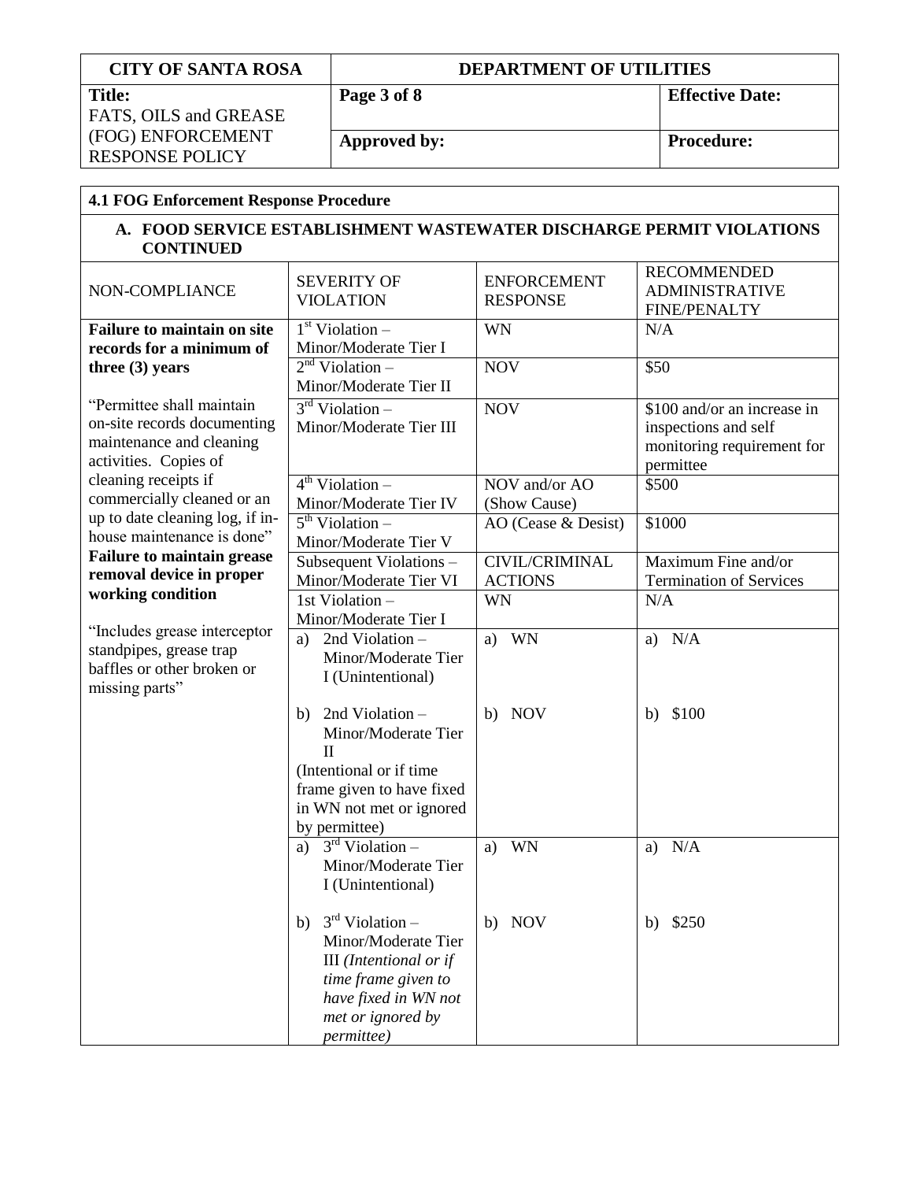**4.1 FOG Enforcement Response Procedure**

**A. FOOD SERVICE ESTABLISHMENT WASTEWATER DISCHARGE PERMIT VIOLATIONS CONTINUED**

| NON-COMPLIANCE | SEVERITY OF VIOLATION | ENFORCEMENT RESPONSE | RECOMMENDED ADMINISTRATIVE FINE/PENALTY |
|---|---|---|---|
| **Failure to maintain on site records for a minimum of three (3) years**<br><br>"Permittee shall maintain on-site records documenting maintenance and cleaning activities. Copies of cleaning receipts if commercially cleaned or an up to date cleaning log, if in-house maintenance is done" | 1st Violation – Minor/Moderate Tier I | WN | N/A |
| | 2nd Violation – Minor/Moderate Tier II | NOV | $50 |
| | 3rd Violation – Minor/Moderate Tier III | NOV | $100 and/or an increase in inspections and self monitoring requirement for permittee |
| | 4th Violation – Minor/Moderate Tier IV | NOV and/or AO (Show Cause) | $500 |
| | 5th Violation – Minor/Moderate Tier V | AO (Cease & Desist) | $1000 |
| | Subsequent Violations – Minor/Moderate Tier VI | CIVIL/CRIMINAL ACTIONS | Maximum Fine and/or Termination of Services |
| **Failure to maintain grease removal device in proper working condition**<br><br>"Includes grease interceptor standpipes, grease trap baffles or other broken or missing parts" | 1st Violation – Minor/Moderate Tier I | WN | N/A |
| | a) 2nd Violation – Minor/Moderate Tier I (Unintentional)<br><br>b) 2nd Violation – Minor/Moderate Tier II<br>(Intentional or if time frame given to have fixed in WN not met or ignored by permittee) | a) WN<br><br>b) NOV | a) N/A<br><br>b) $100 |
| | a) 3rd Violation – Minor/Moderate Tier I (Unintentional)<br><br>b) 3rd Violation – Minor/Moderate Tier III *(Intentional or if time frame given to have fixed in WN not met or ignored by permittee)* | a) WN<br><br>b) NOV | a) N/A<br><br>b) $250 |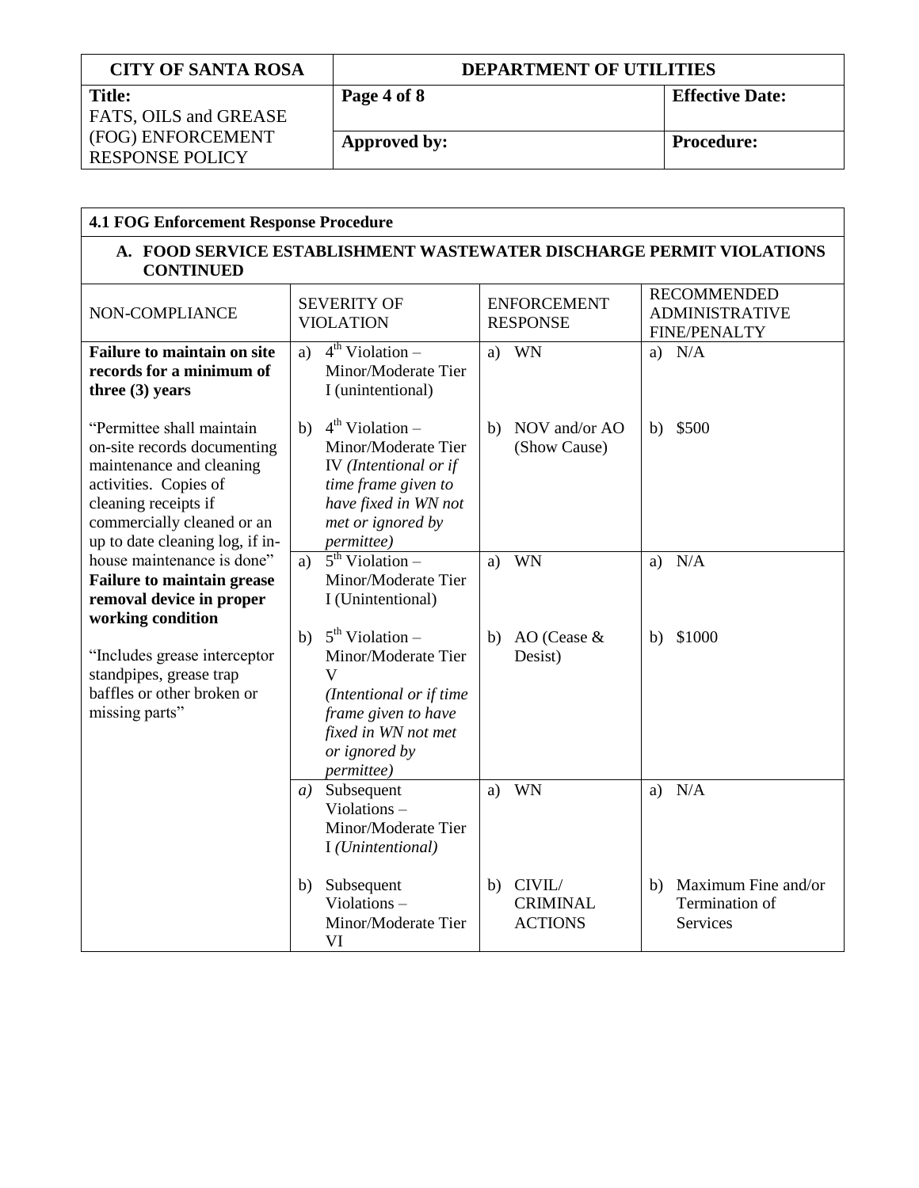## 4.1 FOG Enforcement Response Procedure

### A. FOOD SERVICE ESTABLISHMENT WASTEWATER DISCHARGE PERMIT VIOLATIONS CONTINUED

| NON-COMPLIANCE | SEVERITY OF VIOLATION | ENFORCEMENT RESPONSE | RECOMMENDED ADMINISTRATIVE FINE/PENALTY |
|---|---|---|---|
| **Failure to maintain on site records for a minimum of three (3) years**<br><br>"Permittee shall maintain on-site records documenting maintenance and cleaning activities. Copies of cleaning receipts if commercially cleaned or an up to date cleaning log, if in-house maintenance is done"<br>**Failure to maintain grease removal device in proper working condition**<br><br>"Includes grease interceptor standpipes, grease trap baffles or other broken or missing parts" | a) 4th Violation – Minor/Moderate Tier I (unintentional)<br><br>b) 4th Violation – Minor/Moderate Tier IV *(Intentional or if time frame given to have fixed in WN not met or ignored by permittee)* | a) WN<br><br>b) NOV and/or AO (Show Cause) | a) N/A<br><br>b) $500 |
| | a) 5th Violation – Minor/Moderate Tier I (Unintentional)<br><br>b) 5th Violation – Minor/Moderate Tier V *(Intentional or if time frame given to have fixed in WN not met or ignored by permittee)* | a) WN<br><br>b) AO (Cease & Desist) | a) N/A<br><br>b) $1000 |
| | *a)* Subsequent Violations – Minor/Moderate Tier I *(Unintentional)*<br><br>b) Subsequent Violations – Minor/Moderate Tier VI | a) WN<br><br>b) CIVIL/ CRIMINAL ACTIONS | a) N/A<br><br>b) Maximum Fine and/or Termination of Services |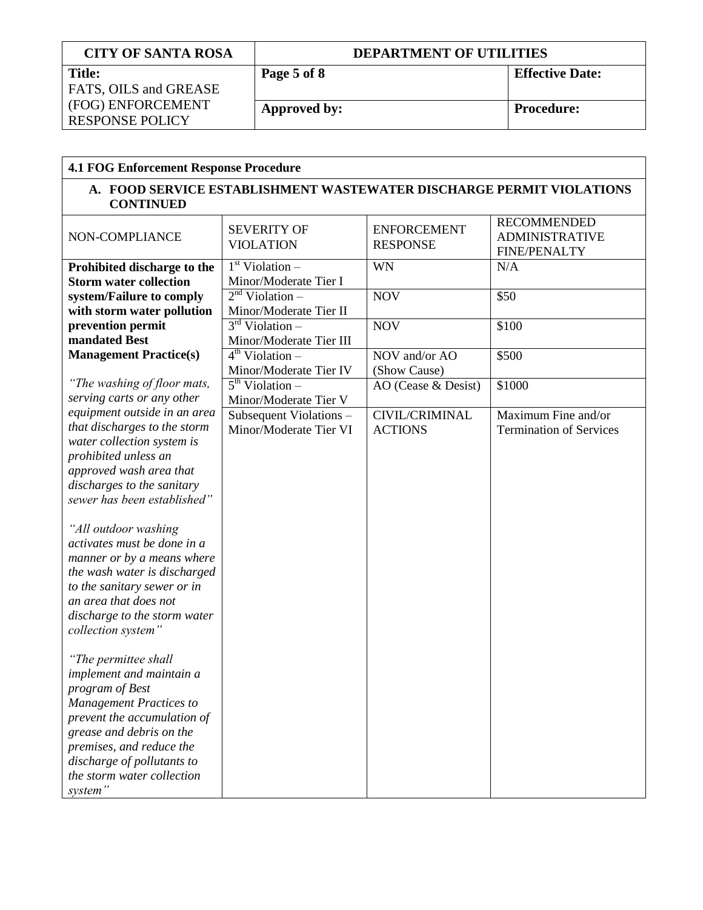## 4.1 FOG Enforcement Response Procedure

### A. FOOD SERVICE ESTABLISHMENT WASTEWATER DISCHARGE PERMIT VIOLATIONS CONTINUED

| NON-COMPLIANCE | SEVERITY OF VIOLATION | ENFORCEMENT RESPONSE | RECOMMENDED ADMINISTRATIVE FINE/PENALTY |
|---|---|---|---|
| **Prohibited discharge to the Storm water collection system/Failure to comply with storm water pollution prevention permit mandated Best Management Practice(s)**<br><br>*"The washing of floor mats, serving carts or any other equipment outside in an area that discharges to the storm water collection system is prohibited unless an approved wash area that discharges to the sanitary sewer has been established"*<br><br>*"All outdoor washing activates must be done in a manner or by a means where the wash water is discharged to the sanitary sewer or in an area that does not discharge to the storm water collection system"*<br><br>*"The permittee shall implement and maintain a program of Best Management Practices to prevent the accumulation of grease and debris on the premises, and reduce the discharge of pollutants to the storm water collection system"* | 1st Violation – Minor/Moderate Tier I | WN | N/A |
| | 2nd Violation – Minor/Moderate Tier II | NOV | $50 |
| | 3rd Violation – Minor/Moderate Tier III | NOV | $100 |
| | 4th Violation – Minor/Moderate Tier IV | NOV and/or AO (Show Cause) | $500 |
| | 5th Violation – Minor/Moderate Tier V | AO (Cease & Desist) | $1000 |
| | Subsequent Violations – Minor/Moderate Tier VI | CIVIL/CRIMINAL ACTIONS | Maximum Fine and/or Termination of Services |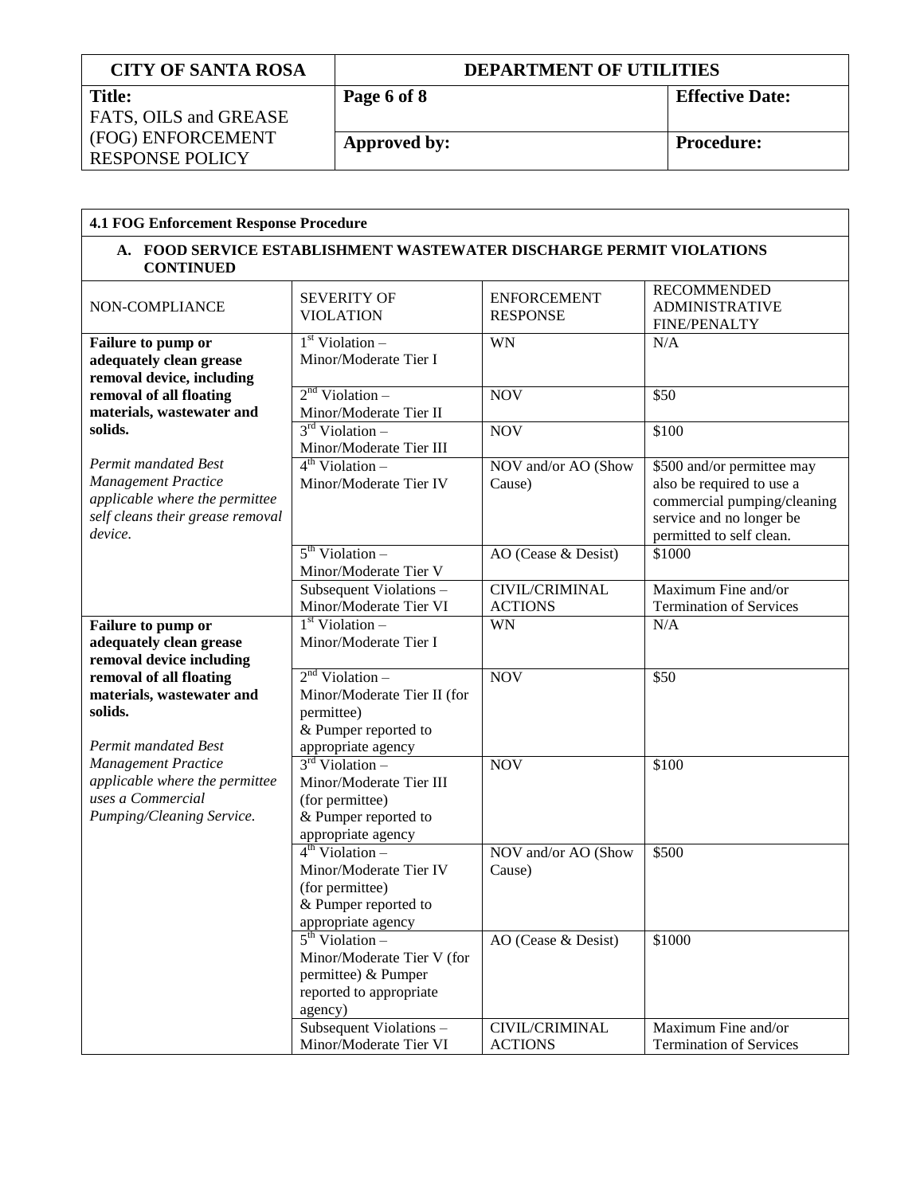| CITY OF SANTA ROSA | DEPARTMENT OF UTILITIES | |
|---|---|---|
| **Title:** FATS, OILS and GREASE (FOG) ENFORCEMENT RESPONSE POLICY | **Page 6 of 8** | **Effective Date:** |
| | **Approved by:** | **Procedure:** |

**4.1 FOG Enforcement Response Procedure**

**A. FOOD SERVICE ESTABLISHMENT WASTEWATER DISCHARGE PERMIT VIOLATIONS CONTINUED**

| NON-COMPLIANCE | SEVERITY OF VIOLATION | ENFORCEMENT RESPONSE | RECOMMENDED ADMINISTRATIVE FINE/PENALTY |
|---|---|---|---|
| **Failure to pump or adequately clean grease removal device, including removal of all floating materials, wastewater and solids.** *Permit mandated Best Management Practice applicable where the permittee self cleans their grease removal device.* | 1st Violation – Minor/Moderate Tier I | WN | N/A |
| | 2nd Violation – Minor/Moderate Tier II | NOV | $50 |
| | 3rd Violation – Minor/Moderate Tier III | NOV | $100 |
| | 4th Violation – Minor/Moderate Tier IV | NOV and/or AO (Show Cause) | $500 and/or permittee may also be required to use a commercial pumping/cleaning service and no longer be permitted to self clean. |
| | 5th Violation – Minor/Moderate Tier V | AO (Cease & Desist) | $1000 |
| | Subsequent Violations – Minor/Moderate Tier VI | CIVIL/CRIMINAL ACTIONS | Maximum Fine and/or Termination of Services |
| **Failure to pump or adequately clean grease removal device including removal of all floating materials, wastewater and solids.** *Permit mandated Best Management Practice applicable where the permittee uses a Commercial Pumping/Cleaning Service.* | 1st Violation – Minor/Moderate Tier I | WN | N/A |
| | 2nd Violation – Minor/Moderate Tier II (for permittee) & Pumper reported to appropriate agency | NOV | $50 |
| | 3rd Violation – Minor/Moderate Tier III (for permittee) & Pumper reported to appropriate agency | NOV | $100 |
| | 4th Violation – Minor/Moderate Tier IV (for permittee) & Pumper reported to appropriate agency | NOV and/or AO (Show Cause) | $500 |
| | 5th Violation – Minor/Moderate Tier V (for permittee) & Pumper reported to appropriate agency) | AO (Cease & Desist) | $1000 |
| | Subsequent Violations – Minor/Moderate Tier VI | CIVIL/CRIMINAL ACTIONS | Maximum Fine and/or Termination of Services |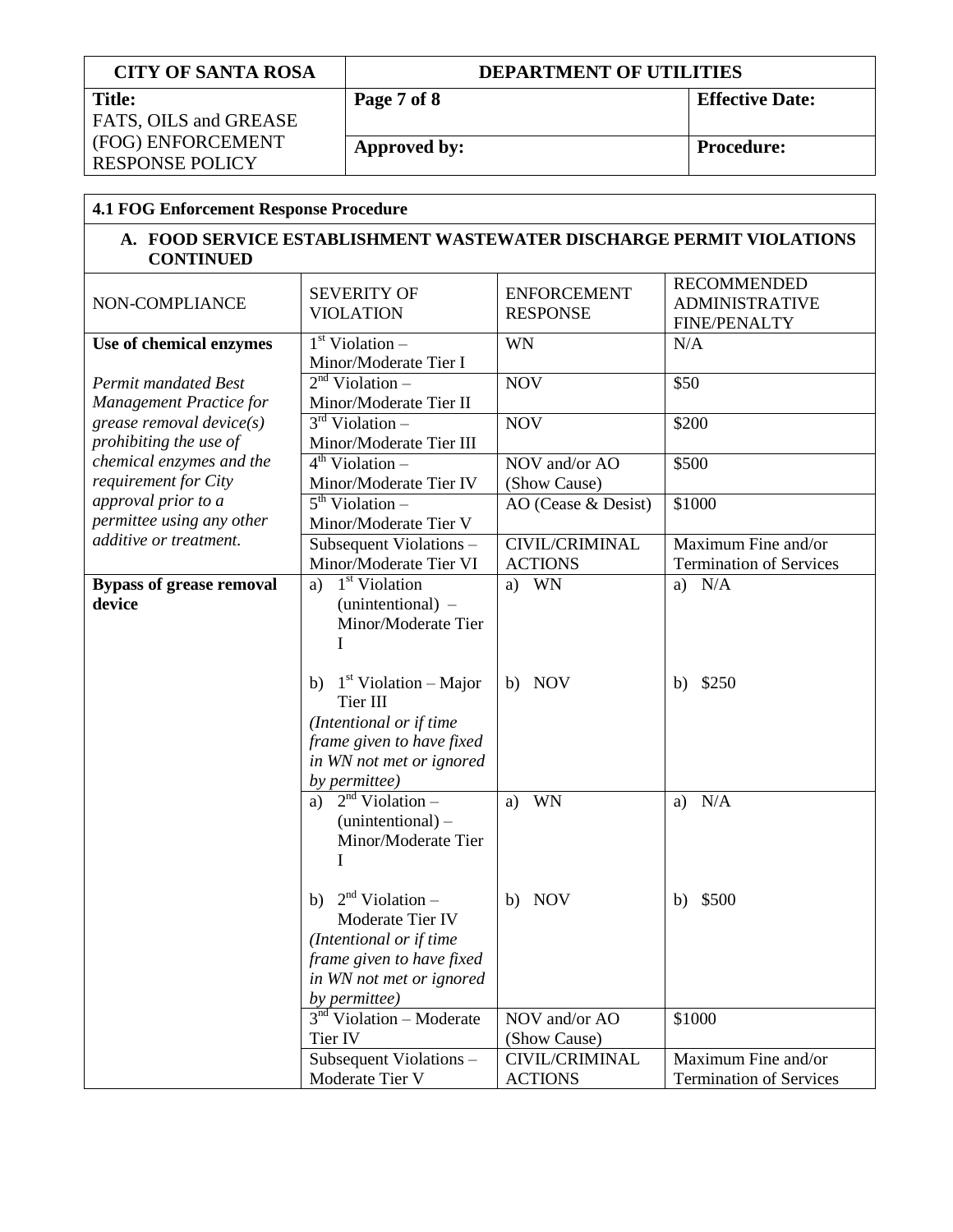| CITY OF SANTA ROSA | DEPARTMENT OF UTILITIES | |
|---|---|---|
| **Title:** FATS, OILS and GREASE (FOG) ENFORCEMENT RESPONSE POLICY | **Page 7 of 8** | **Effective Date:** |
| | **Approved by:** | **Procedure:** |

**4.1 FOG Enforcement Response Procedure**

**A. FOOD SERVICE ESTABLISHMENT WASTEWATER DISCHARGE PERMIT VIOLATIONS CONTINUED**

| NON-COMPLIANCE | SEVERITY OF VIOLATION | ENFORCEMENT RESPONSE | RECOMMENDED ADMINISTRATIVE FINE/PENALTY |
|---|---|---|---|
| **Use of chemical enzymes** | 1st Violation – Minor/Moderate Tier I | WN | N/A |
| *Permit mandated Best Management Practice for grease removal device(s) prohibiting the use of chemical enzymes and the requirement for City approval prior to a permittee using any other additive or treatment.* | 2nd Violation – Minor/Moderate Tier II | NOV | $50 |
| | 3rd Violation – Minor/Moderate Tier III | NOV | $200 |
| | 4th Violation – Minor/Moderate Tier IV | NOV and/or AO (Show Cause) | $500 |
| | 5th Violation – Minor/Moderate Tier V | AO (Cease & Desist) | $1000 |
| | Subsequent Violations – Minor/Moderate Tier VI | CIVIL/CRIMINAL ACTIONS | Maximum Fine and/or Termination of Services |
| **Bypass of grease removal device** | a) 1st Violation (unintentional) – Minor/Moderate Tier I<br><br>b) 1st Violation – Major Tier III *(Intentional or if time frame given to have fixed in WN not met or ignored by permittee)* | a) WN<br><br>b) NOV | a) N/A<br><br>b) $250 |
| | a) 2nd Violation – (unintentional) – Minor/Moderate Tier I<br><br>b) 2nd Violation – Moderate Tier IV *(Intentional or if time frame given to have fixed in WN not met or ignored by permittee)* | a) WN<br><br>b) NOV | a) N/A<br><br>b) $500 |
| | 3rd Violation – Moderate Tier IV | NOV and/or AO (Show Cause) | $1000 |
| | Subsequent Violations – Moderate Tier V | CIVIL/CRIMINAL ACTIONS | Maximum Fine and/or Termination of Services |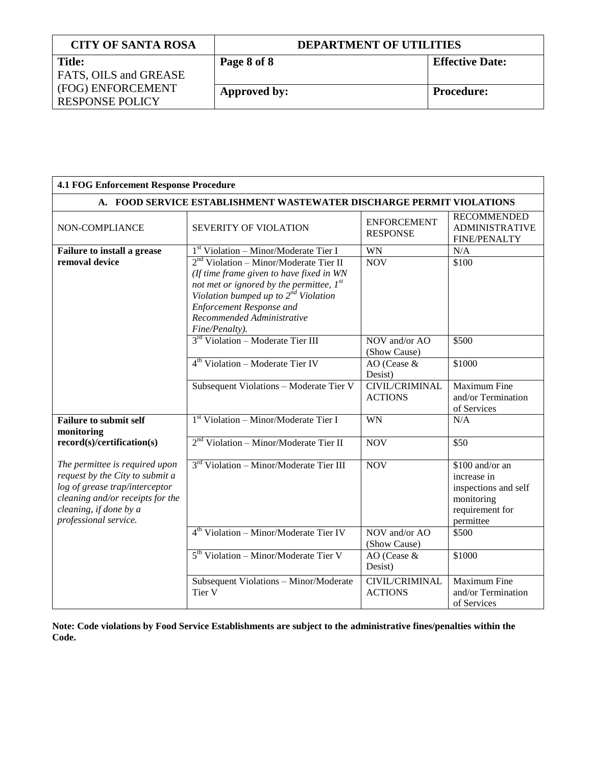| **4.1 FOG Enforcement Response Procedure** | | | |
|---|---|---|---|
| **A. FOOD SERVICE ESTABLISHMENT WASTEWATER DISCHARGE PERMIT VIOLATIONS** | | | |
| NON-COMPLIANCE | SEVERITY OF VIOLATION | ENFORCEMENT RESPONSE | RECOMMENDED ADMINISTRATIVE FINE/PENALTY |
| **Failure to install a grease removal device** | 1st Violation – Minor/Moderate Tier I | WN | N/A |
| | 2nd Violation – Minor/Moderate Tier II *(If time frame given to have fixed in WN not met or ignored by the permittee, 1st Violation bumped up to 2nd Violation Enforcement Response and Recommended Administrative Fine/Penalty).* | NOV | \$100 |
| | 3rd Violation – Moderate Tier III | NOV and/or AO (Show Cause) | \$500 |
| | 4th Violation – Moderate Tier IV | AO (Cease & Desist) | \$1000 |
| | Subsequent Violations – Moderate Tier V | CIVIL/CRIMINAL ACTIONS | Maximum Fine and/or Termination of Services |
| **Failure to submit self monitoring record(s)/certification(s)** | 1st Violation – Minor/Moderate Tier I | WN | N/A |
| | 2nd Violation – Minor/Moderate Tier II | NOV | \$50 |
| *The permittee is required upon request by the City to submit a log of grease trap/interceptor cleaning and/or receipts for the cleaning, if done by a professional service.* | 3rd Violation – Minor/Moderate Tier III | NOV | \$100 and/or an increase in inspections and self monitoring requirement for permittee |
| | 4th Violation – Minor/Moderate Tier IV | NOV and/or AO (Show Cause) | \$500 |
| | 5th Violation – Minor/Moderate Tier V | AO (Cease & Desist) | \$1000 |
| | Subsequent Violations – Minor/Moderate Tier V | CIVIL/CRIMINAL ACTIONS | Maximum Fine and/or Termination of Services |

**Note: Code violations by Food Service Establishments are subject to the administrative fines/penalties within the Code.**